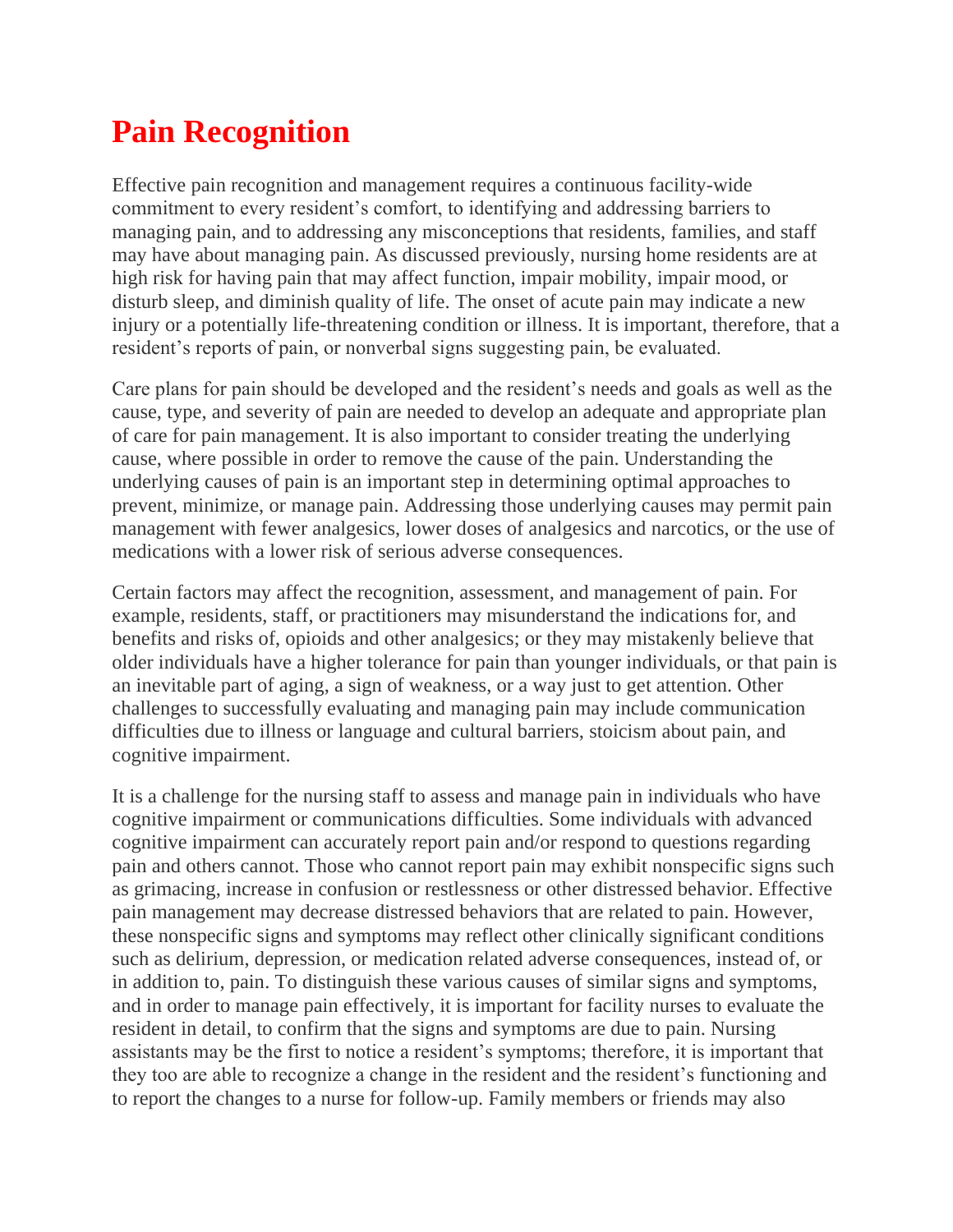# Pain Recognition

Effective pain recognition and management requires a continuous facility-wide commitment to every resident's comfort, to identifying and addressing barriers to managing pain, and to addressing any misconceptions that residents, families, and staff may have about managing pain. As discussed previously, nursing home residents are at high risk for having pain that may affect function, impair mobility, impair mood, or disturb sleep, and diminish quality of life. The onset of acute pain may indicate a new injury or a potentially life-threatening condition or illness. It is important, therefore, that a resident's reports of pain, or nonverbal signs suggesting pain, be evaluated.

Care plans for pain should be developed and the resident's needs and goals as well as the cause, type, and severity of pain are needed to develop an adequate and appropriate plan of care for pain management. It is also important to consider treating the underlying cause, where possible in order to remove the cause of the pain. Understanding the underlying causes of pain is an important step in determining optimal approaches to prevent, minimize, or manage pain. Addressing those underlying causes may permit pain management with fewer analgesics, lower doses of analgesics and narcotics, or the use of medications with a lower risk of serious adverse consequences.

Certain factors may affect the recognition, assessment, and management of pain. For example, residents, staff, or practitioners may misunderstand the indications for, and benefits and risks of, opioids and other analgesics; or they may mistakenly believe that older individuals have a higher tolerance for pain than younger individuals, or that pain is an inevitable part of aging, a sign of weakness, or a way just to get attention. Other challenges to successfully evaluating and managing pain may include communication difficulties due to illness or language and cultural barriers, stoicism about pain, and cognitive impairment.

It is a challenge for the nursing staff to assess and manage pain in individuals who have cognitive impairment or communications difficulties. Some individuals with advanced cognitive impairment can accurately report pain and/or respond to questions regarding pain and others cannot. Those who cannot report pain may exhibit nonspecific signs such as grimacing, increase in confusion or restlessness or other distressed behavior. Effective pain management may decrease distressed behaviors that are related to pain. However, these nonspecific signs and symptoms may reflect other clinically significant conditions such as delirium, depression, or medication related adverse consequences, instead of, or in addition to, pain. To distinguish these various causes of similar signs and symptoms, and in order to manage pain effectively, it is important for facility nurses to evaluate the resident in detail, to confirm that the signs and symptoms are due to pain. Nursing assistants may be the first to notice a resident's symptoms; therefore, it is important that they too are able to recognize a change in the resident and the resident's functioning and to report the changes to a nurse for follow-up. Family members or friends may also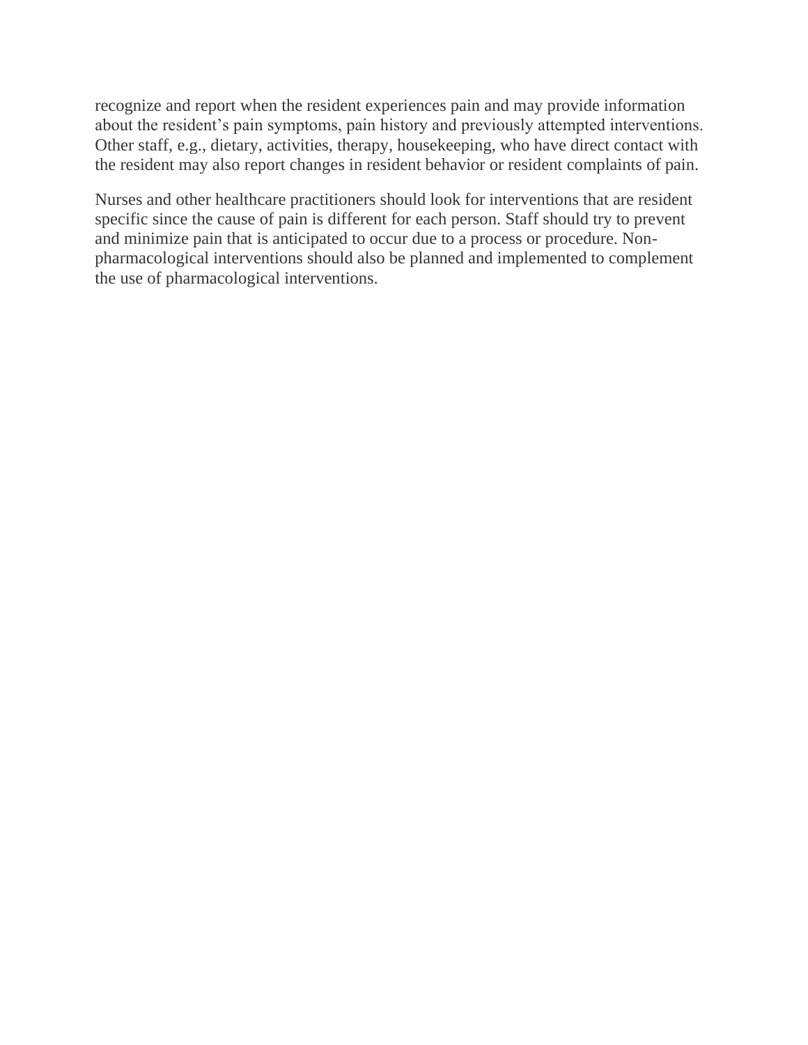recognize and report when the resident experiences pain and may provide information about the resident's pain symptoms, pain history and previously attempted interventions. Other staff, e.g., dietary, activities, therapy, housekeeping, who have direct contact with the resident may also report changes in resident behavior or resident complaints of pain.

Nurses and other healthcare practitioners should look for interventions that are resident specific since the cause of pain is different for each person. Staff should try to prevent and minimize pain that is anticipated to occur due to a process or procedure. Non-pharmacological interventions should also be planned and implemented to complement the use of pharmacological interventions.